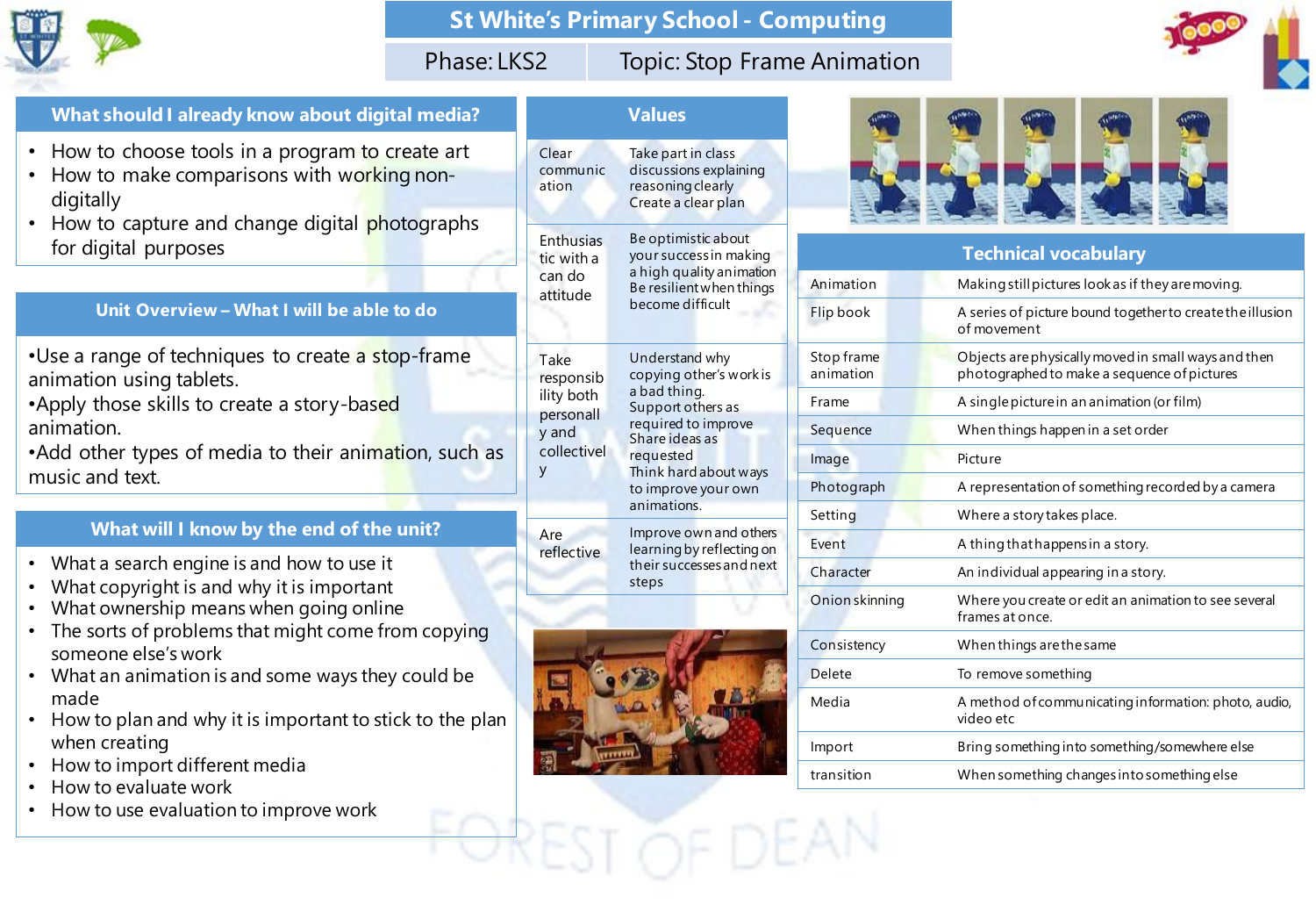# St White's Primary School - Computing

| Phase: LKS2 | Topic: Stop Frame Animation |
| --- | --- |

## What should I already know about digital media?

- How to choose tools in a program to create art
- How to make comparisons with working non-digitally
- How to capture and change digital photographs for digital purposes

## Unit Overview – What I will be able to do

•Use a range of techniques to create a stop-frame animation using tablets.
•Apply those skills to create a story-based animation.
•Add other types of media to their animation, such as music and text.

## What will I know by the end of the unit?

- What a search engine is and how to use it
- What copyright is and why it is important
- What ownership means when going online
- The sorts of problems that might come from copying someone else's work
- What an animation is and some ways they could be made
- How to plan and why it is important to stick to the plan when creating
- How to import different media
- How to evaluate work
- How to use evaluation to improve work

## Values

| | |
| --- | --- |
| Clear communication | Take part in class discussions explaining reasoning clearly<br>Create a clear plan |
| Enthusiastic with a can do attitude | Be optimistic about your success in making a high quality animation<br>Be resilient when things become difficult |
| Take responsibility both personally and collectively | Understand why copying other's work is a bad thing.<br>Support others as required to improve<br>Share ideas as requested<br>Think hard about ways to improve your own animations. |
| Are reflective | Improve own and others learning by reflecting on their successes and next steps |

## Technical vocabulary

| | |
| --- | --- |
| Animation | Making still pictures look as if they are moving. |
| Flip book | A series of picture bound together to create the illusion of movement |
| Stop frame animation | Objects are physically moved in small ways and then photographed to make a sequence of pictures |
| Frame | A single picture in an animation (or film) |
| Sequence | When things happen in a set order |
| Image | Picture |
| Photograph | A representation of something recorded by a camera |
| Setting | Where a story takes place. |
| Event | A thing that happens in a story. |
| Character | An individual appearing in a story. |
| Onion skinning | Where you create or edit an animation to see several frames at once. |
| Consistency | When things are the same |
| Delete | To remove something |
| Media | A method of communicating information: photo, audio, video etc |
| Import | Bring something into something/somewhere else |
| transition | When something changes into something else |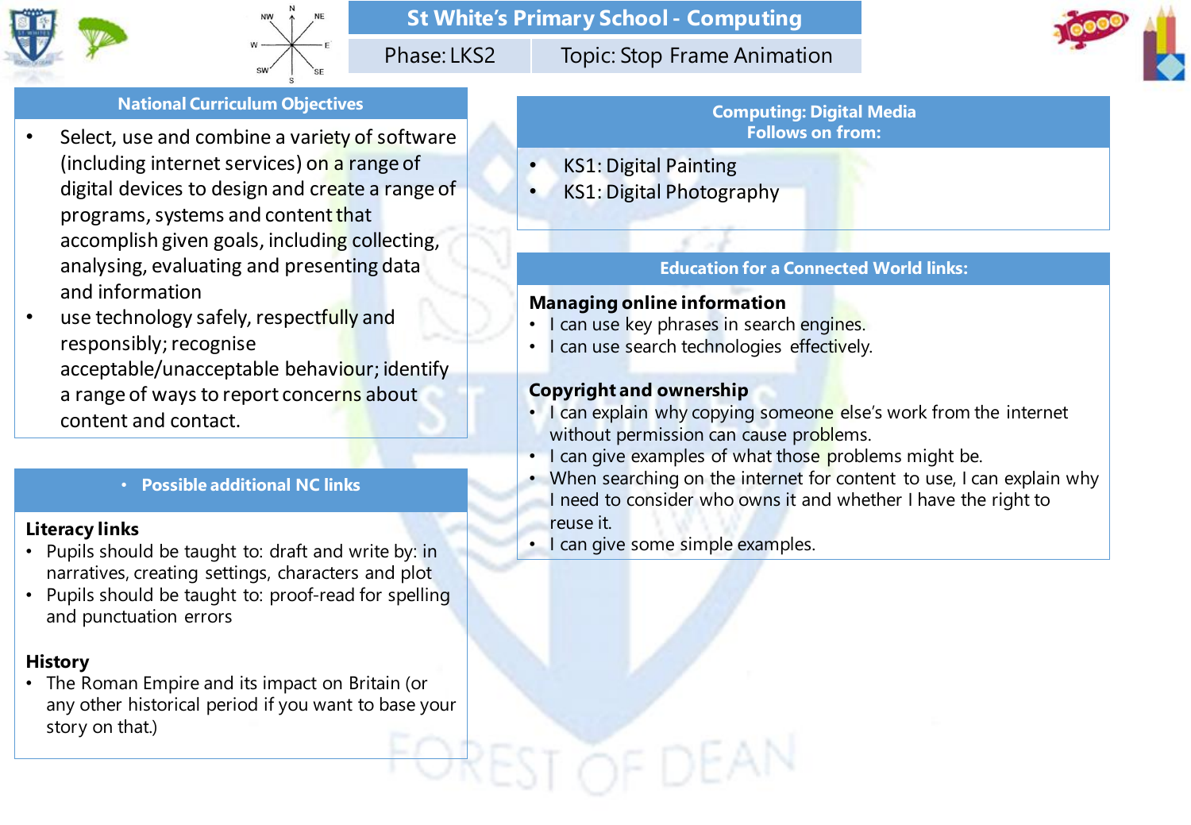# St White's Primary School - Computing

Phase: LKS2 | Topic: Stop Frame Animation

## National Curriculum Objectives

- Select, use and combine a variety of software (including internet services) on a range of digital devices to design and create a range of programs, systems and content that accomplish given goals, including collecting, analysing, evaluating and presenting data and information
- use technology safely, respectfully and responsibly; recognise acceptable/unacceptable behaviour; identify a range of ways to report concerns about content and contact.

## Possible additional NC links

**Literacy links**

- Pupils should be taught to: draft and write by: in narratives, creating settings, characters and plot
- Pupils should be taught to: proof-read for spelling and punctuation errors

**History**

- The Roman Empire and its impact on Britain (or any other historical period if you want to base your story on that.)

## Computing: Digital Media Follows on from:

- KS1: Digital Painting
- KS1: Digital Photography

## Education for a Connected World links:

**Managing online information**

- I can use key phrases in search engines.
- I can use search technologies effectively.

**Copyright and ownership**

- I can explain why copying someone else's work from the internet without permission can cause problems.
- I can give examples of what those problems might be.
- When searching on the internet for content to use, I can explain why I need to consider who owns it and whether I have the right to reuse it.
- I can give some simple examples.